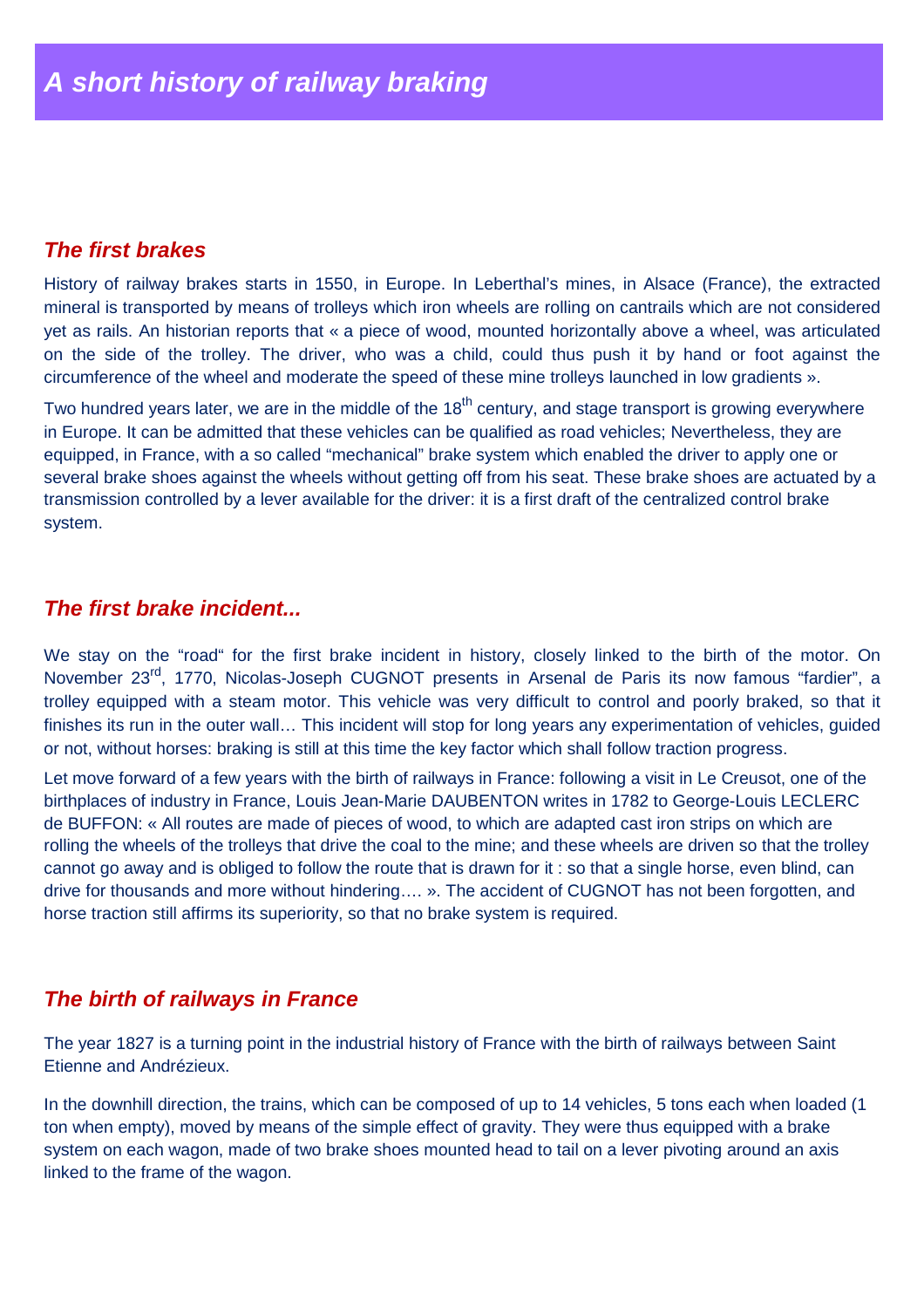# *A short history of railway braking*

## *The first brakes*

History of railway brakes starts in 1550, in Europe. In Leberthal's mines, in Alsace (France), the extracted mineral is transported by means of trolleys which iron wheels are rolling on cantrails which are not considered yet as rails. An historian reports that « a piece of wood, mounted horizontally above a wheel, was articulated on the side of the trolley. The driver, who was a child, could thus push it by hand or foot against the circumference of the wheel and moderate the speed of these mine trolleys launched in low gradients ».

Two hundred years later, we are in the middle of the 18th century, and stage transport is growing everywhere in Europe. It can be admitted that these vehicles can be qualified as road vehicles; Nevertheless, they are equipped, in France, with a so called "mechanical" brake system which enabled the driver to apply one or several brake shoes against the wheels without getting off from his seat. These brake shoes are actuated by a transmission controlled by a lever available for the driver: it is a first draft of the centralized control brake system.

## *The first brake incident...*

We stay on the "road" for the first brake incident in history, closely linked to the birth of the motor. On November 23rd, 1770, Nicolas-Joseph CUGNOT presents in Arsenal de Paris its now famous "fardier", a trolley equipped with a steam motor. This vehicle was very difficult to control and poorly braked, so that it finishes its run in the outer wall… This incident will stop for long years any experimentation of vehicles, guided or not, without horses: braking is still at this time the key factor which shall follow traction progress.

Let move forward of a few years with the birth of railways in France: following a visit in Le Creusot, one of the birthplaces of industry in France, Louis Jean-Marie DAUBENTON writes in 1782 to George-Louis LECLERC de BUFFON: « All routes are made of pieces of wood, to which are adapted cast iron strips on which are rolling the wheels of the trolleys that drive the coal to the mine; and these wheels are driven so that the trolley cannot go away and is obliged to follow the route that is drawn for it : so that a single horse, even blind, can drive for thousands and more without hindering…. ». The accident of CUGNOT has not been forgotten, and horse traction still affirms its superiority, so that no brake system is required.

## *The birth of railways in France*

The year 1827 is a turning point in the industrial history of France with the birth of railways between Saint Etienne and Andrézieux.

In the downhill direction, the trains, which can be composed of up to 14 vehicles, 5 tons each when loaded (1 ton when empty), moved by means of the simple effect of gravity. They were thus equipped with a brake system on each wagon, made of two brake shoes mounted head to tail on a lever pivoting around an axis linked to the frame of the wagon.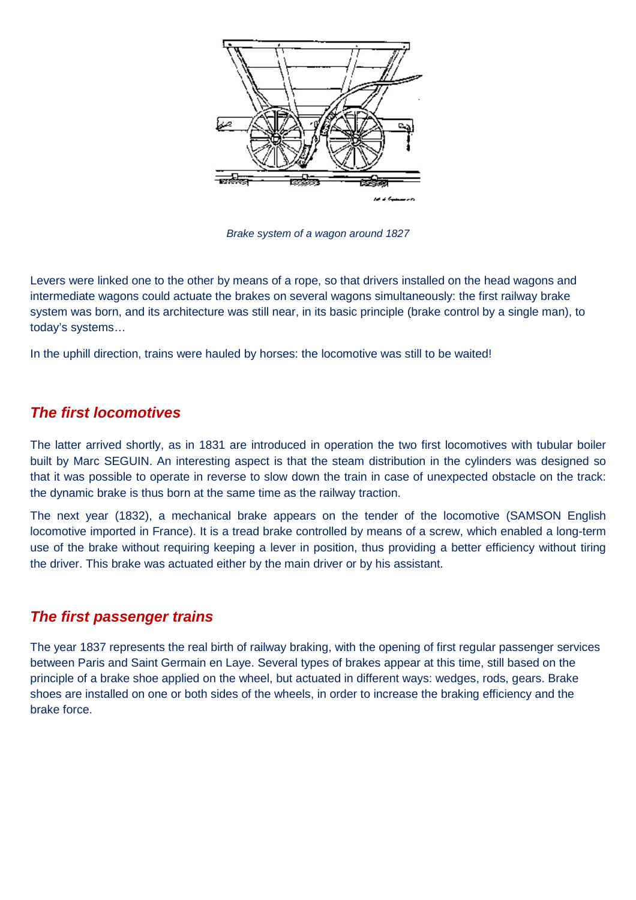*Brake system of a wagon around 1827*

Levers were linked one to the other by means of a rope, so that drivers installed on the head wagons and intermediate wagons could actuate the brakes on several wagons simultaneously: the first railway brake system was born, and its architecture was still near, in its basic principle (brake control by a single man), to today's systems…

In the uphill direction, trains were hauled by horses: the locomotive was still to be waited!

## *The first locomotives*

The latter arrived shortly, as in 1831 are introduced in operation the two first locomotives with tubular boiler built by Marc SEGUIN. An interesting aspect is that the steam distribution in the cylinders was designed so that it was possible to operate in reverse to slow down the train in case of unexpected obstacle on the track: the dynamic brake is thus born at the same time as the railway traction.

The next year (1832), a mechanical brake appears on the tender of the locomotive (SAMSON English locomotive imported in France). It is a tread brake controlled by means of a screw, which enabled a long-term use of the brake without requiring keeping a lever in position, thus providing a better efficiency without tiring the driver. This brake was actuated either by the main driver or by his assistant.

## *The first passenger trains*

The year 1837 represents the real birth of railway braking, with the opening of first regular passenger services between Paris and Saint Germain en Laye. Several types of brakes appear at this time, still based on the principle of a brake shoe applied on the wheel, but actuated in different ways: wedges, rods, gears. Brake shoes are installed on one or both sides of the wheels, in order to increase the braking efficiency and the brake force.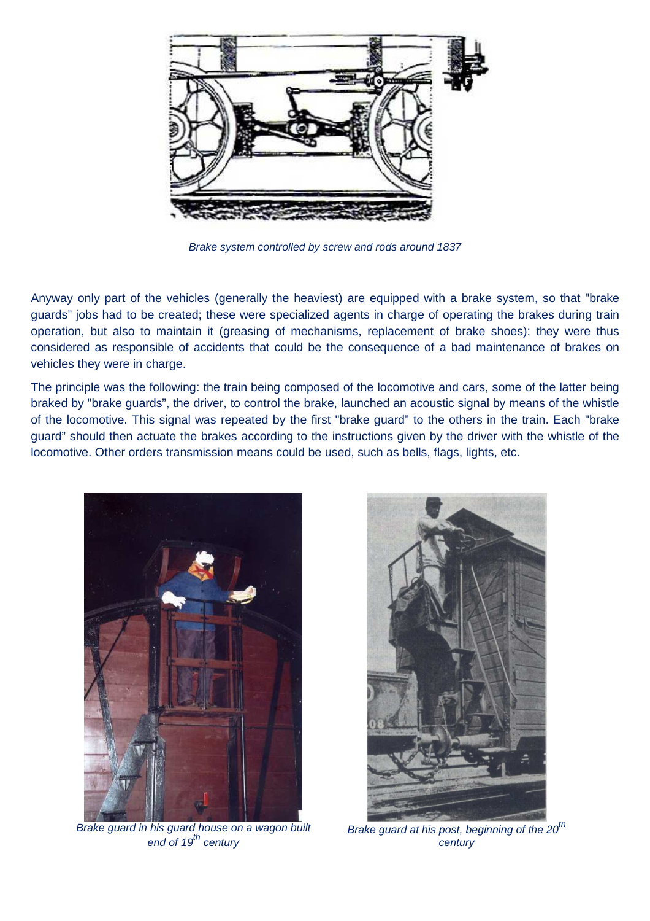Brake system controlled by screw and rods around 1837

Anyway only part of the vehicles (generally the heaviest) are equipped with a brake system, so that "brake guards" jobs had to be created; these were specialized agents in charge of operating the brakes during train operation, but also to maintain it (greasing of mechanisms, replacement of brake shoes): they were thus considered as responsible of accidents that could be the consequence of a bad maintenance of brakes on vehicles they were in charge.

The principle was the following: the train being composed of the locomotive and cars, some of the latter being braked by "brake guards", the driver, to control the brake, launched an acoustic signal by means of the whistle of the locomotive. This signal was repeated by the first "brake guard" to the others in the train. Each "brake guard" should then actuate the brakes according to the instructions given by the driver with the whistle of the locomotive. Other orders transmission means could be used, such as bells, flags, lights, etc.

Brake guard in his guard house on a wagon built end of 19th century

Brake guard at his post, beginning of the 20th century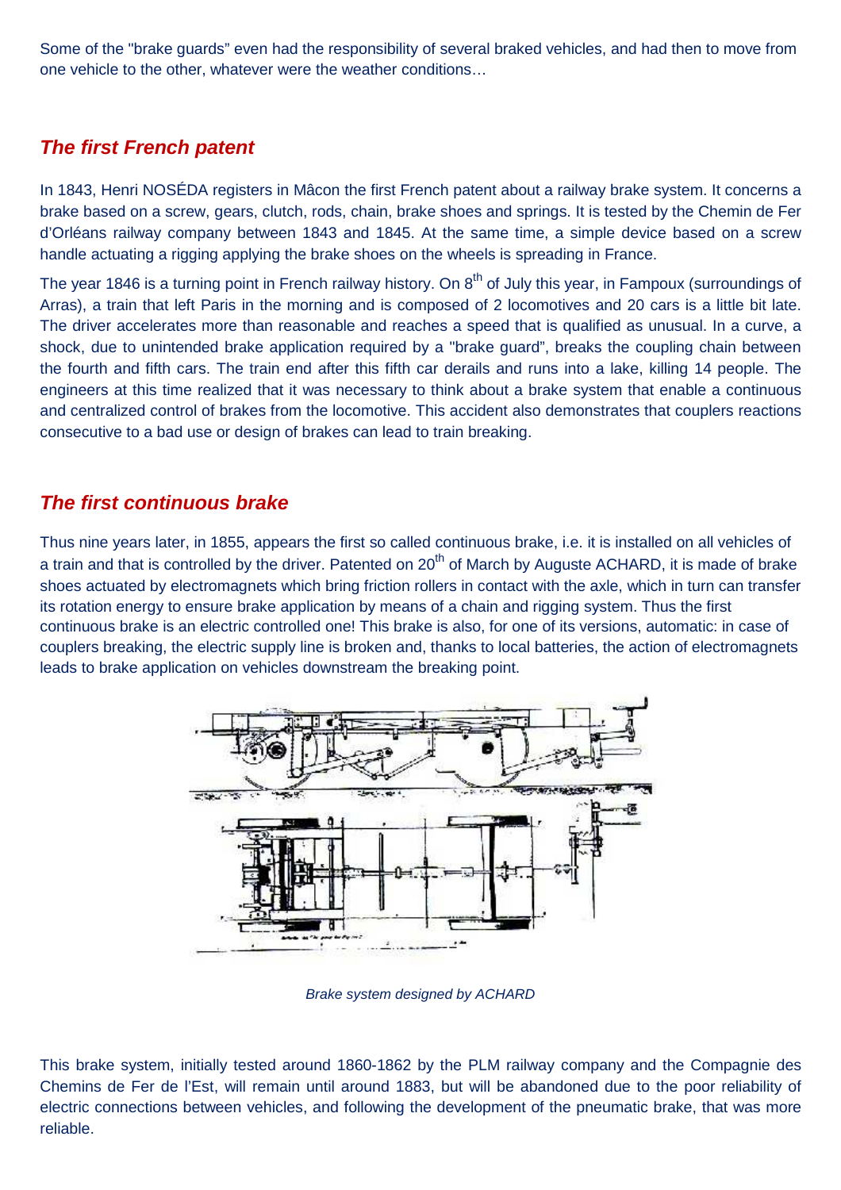Some of the "brake guards" even had the responsibility of several braked vehicles, and had then to move from one vehicle to the other, whatever were the weather conditions…

## *The first French patent*

In 1843, Henri NOSÉDA registers in Mâcon the first French patent about a railway brake system. It concerns a brake based on a screw, gears, clutch, rods, chain, brake shoes and springs. It is tested by the Chemin de Fer d'Orléans railway company between 1843 and 1845. At the same time, a simple device based on a screw handle actuating a rigging applying the brake shoes on the wheels is spreading in France.

The year 1846 is a turning point in French railway history. On 8th of July this year, in Fampoux (surroundings of Arras), a train that left Paris in the morning and is composed of 2 locomotives and 20 cars is a little bit late. The driver accelerates more than reasonable and reaches a speed that is qualified as unusual. In a curve, a shock, due to unintended brake application required by a "brake guard", breaks the coupling chain between the fourth and fifth cars. The train end after this fifth car derails and runs into a lake, killing 14 people. The engineers at this time realized that it was necessary to think about a brake system that enable a continuous and centralized control of brakes from the locomotive. This accident also demonstrates that couplers reactions consecutive to a bad use or design of brakes can lead to train breaking.

## *The first continuous brake*

Thus nine years later, in 1855, appears the first so called continuous brake, i.e. it is installed on all vehicles of a train and that is controlled by the driver. Patented on 20th of March by Auguste ACHARD, it is made of brake shoes actuated by electromagnets which bring friction rollers in contact with the axle, which in turn can transfer its rotation energy to ensure brake application by means of a chain and rigging system. Thus the first continuous brake is an electric controlled one! This brake is also, for one of its versions, automatic: in case of couplers breaking, the electric supply line is broken and, thanks to local batteries, the action of electromagnets leads to brake application on vehicles downstream the breaking point.

*Brake system designed by ACHARD*

This brake system, initially tested around 1860-1862 by the PLM railway company and the Compagnie des Chemins de Fer de l'Est, will remain until around 1883, but will be abandoned due to the poor reliability of electric connections between vehicles, and following the development of the pneumatic brake, that was more reliable.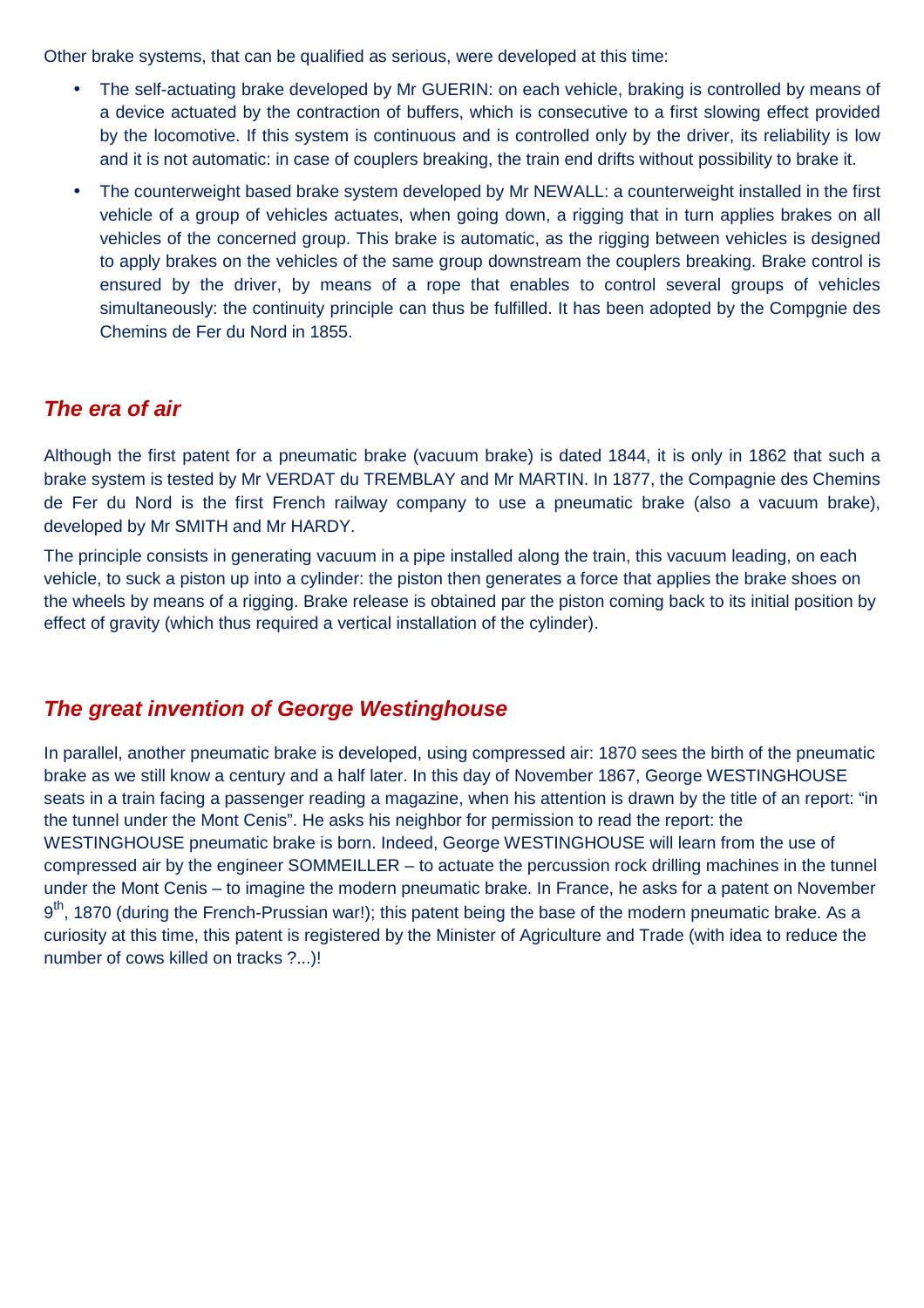Other brake systems, that can be qualified as serious, were developed at this time:

- The self-actuating brake developed by Mr GUERIN: on each vehicle, braking is controlled by means of a device actuated by the contraction of buffers, which is consecutive to a first slowing effect provided by the locomotive. If this system is continuous and is controlled only by the driver, its reliability is low and it is not automatic: in case of couplers breaking, the train end drifts without possibility to brake it.
- The counterweight based brake system developed by Mr NEWALL: a counterweight installed in the first vehicle of a group of vehicles actuates, when going down, a rigging that in turn applies brakes on all vehicles of the concerned group. This brake is automatic, as the rigging between vehicles is designed to apply brakes on the vehicles of the same group downstream the couplers breaking. Brake control is ensured by the driver, by means of a rope that enables to control several groups of vehicles simultaneously: the continuity principle can thus be fulfilled. It has been adopted by the Compgnie des Chemins de Fer du Nord in 1855.

## *The era of air*

Although the first patent for a pneumatic brake (vacuum brake) is dated 1844, it is only in 1862 that such a brake system is tested by Mr VERDAT du TREMBLAY and Mr MARTIN. In 1877, the Compagnie des Chemins de Fer du Nord is the first French railway company to use a pneumatic brake (also a vacuum brake), developed by Mr SMITH and Mr HARDY.

The principle consists in generating vacuum in a pipe installed along the train, this vacuum leading, on each vehicle, to suck a piston up into a cylinder: the piston then generates a force that applies the brake shoes on the wheels by means of a rigging. Brake release is obtained par the piston coming back to its initial position by effect of gravity (which thus required a vertical installation of the cylinder).

## *The great invention of George Westinghouse*

In parallel, another pneumatic brake is developed, using compressed air: 1870 sees the birth of the pneumatic brake as we still know a century and a half later. In this day of November 1867, George WESTINGHOUSE seats in a train facing a passenger reading a magazine, when his attention is drawn by the title of an report: “in the tunnel under the Mont Cenis”. He asks his neighbor for permission to read the report: the WESTINGHOUSE pneumatic brake is born. Indeed, George WESTINGHOUSE will learn from the use of compressed air by the engineer SOMMEILLER – to actuate the percussion rock drilling machines in the tunnel under the Mont Cenis – to imagine the modern pneumatic brake. In France, he asks for a patent on November 9th, 1870 (during the French-Prussian war!); this patent being the base of the modern pneumatic brake. As a curiosity at this time, this patent is registered by the Minister of Agriculture and Trade (with idea to reduce the number of cows killed on tracks ?...)!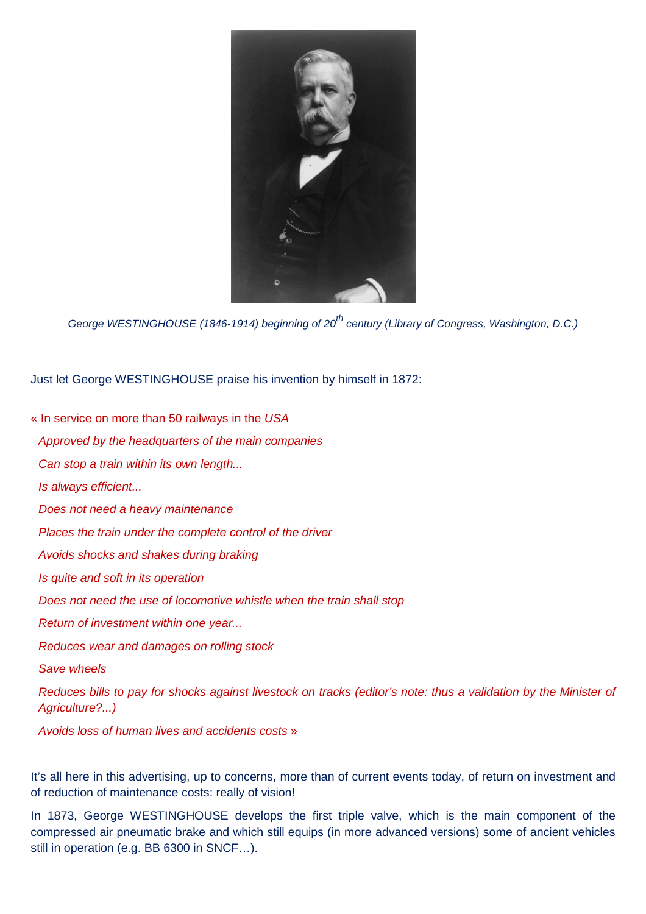*George WESTINGHOUSE (1846-1914) beginning of 20th century (Library of Congress, Washington, D.C.)*

Just let George WESTINGHOUSE praise his invention by himself in 1872:

« In service on more than 50 railways in the *USA*

*Approved by the headquarters of the main companies*

*Can stop a train within its own length...*

*Is always efficient...*

*Does not need a heavy maintenance*

*Places the train under the complete control of the driver*

*Avoids shocks and shakes during braking*

*Is quite and soft in its operation*

*Does not need the use of locomotive whistle when the train shall stop*

*Return of investment within one year...*

*Reduces wear and damages on rolling stock*

*Save wheels*

*Reduces bills to pay for shocks against livestock on tracks (editor's note: thus a validation by the Minister of Agriculture?...)*

*Avoids loss of human lives and accidents costs* »

It's all here in this advertising, up to concerns, more than of current events today, of return on investment and of reduction of maintenance costs: really of vision!

In 1873, George WESTINGHOUSE develops the first triple valve, which is the main component of the compressed air pneumatic brake and which still equips (in more advanced versions) some of ancient vehicles still in operation (e.g. BB 6300 in SNCF…).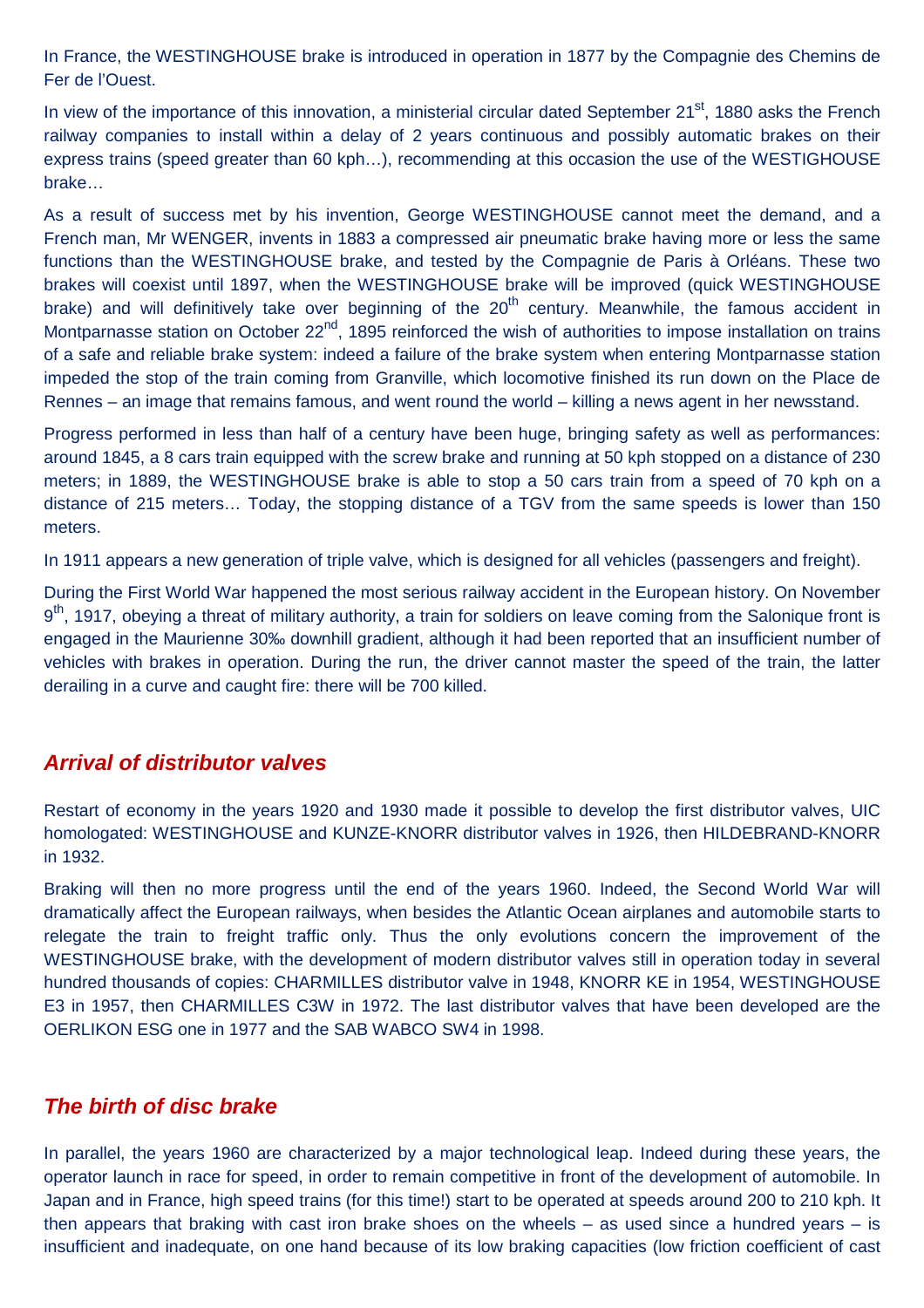In France, the WESTINGHOUSE brake is introduced in operation in 1877 by the Compagnie des Chemins de Fer de l'Ouest.

In view of the importance of this innovation, a ministerial circular dated September 21st, 1880 asks the French railway companies to install within a delay of 2 years continuous and possibly automatic brakes on their express trains (speed greater than 60 kph…), recommending at this occasion the use of the WESTIGHOUSE brake…

As a result of success met by his invention, George WESTINGHOUSE cannot meet the demand, and a French man, Mr WENGER, invents in 1883 a compressed air pneumatic brake having more or less the same functions than the WESTINGHOUSE brake, and tested by the Compagnie de Paris à Orléans. These two brakes will coexist until 1897, when the WESTINGHOUSE brake will be improved (quick WESTINGHOUSE brake) and will definitively take over beginning of the 20th century. Meanwhile, the famous accident in Montparnasse station on October 22nd, 1895 reinforced the wish of authorities to impose installation on trains of a safe and reliable brake system: indeed a failure of the brake system when entering Montparnasse station impeded the stop of the train coming from Granville, which locomotive finished its run down on the Place de Rennes – an image that remains famous, and went round the world – killing a news agent in her newsstand.

Progress performed in less than half of a century have been huge, bringing safety as well as performances: around 1845, a 8 cars train equipped with the screw brake and running at 50 kph stopped on a distance of 230 meters; in 1889, the WESTINGHOUSE brake is able to stop a 50 cars train from a speed of 70 kph on a distance of 215 meters… Today, the stopping distance of a TGV from the same speeds is lower than 150 meters.

In 1911 appears a new generation of triple valve, which is designed for all vehicles (passengers and freight).

During the First World War happened the most serious railway accident in the European history. On November 9th, 1917, obeying a threat of military authority, a train for soldiers on leave coming from the Salonique front is engaged in the Maurienne 30‰ downhill gradient, although it had been reported that an insufficient number of vehicles with brakes in operation. During the run, the driver cannot master the speed of the train, the latter derailing in a curve and caught fire: there will be 700 killed.

## *Arrival of distributor valves*

Restart of economy in the years 1920 and 1930 made it possible to develop the first distributor valves, UIC homologated: WESTINGHOUSE and KUNZE-KNORR distributor valves in 1926, then HILDEBRAND-KNORR in 1932.

Braking will then no more progress until the end of the years 1960. Indeed, the Second World War will dramatically affect the European railways, when besides the Atlantic Ocean airplanes and automobile starts to relegate the train to freight traffic only. Thus the only evolutions concern the improvement of the WESTINGHOUSE brake, with the development of modern distributor valves still in operation today in several hundred thousands of copies: CHARMILLES distributor valve in 1948, KNORR KE in 1954, WESTINGHOUSE E3 in 1957, then CHARMILLES C3W in 1972. The last distributor valves that have been developed are the OERLIKON ESG one in 1977 and the SAB WABCO SW4 in 1998.

## *The birth of disc brake*

In parallel, the years 1960 are characterized by a major technological leap. Indeed during these years, the operator launch in race for speed, in order to remain competitive in front of the development of automobile. In Japan and in France, high speed trains (for this time!) start to be operated at speeds around 200 to 210 kph. It then appears that braking with cast iron brake shoes on the wheels – as used since a hundred years – is insufficient and inadequate, on one hand because of its low braking capacities (low friction coefficient of cast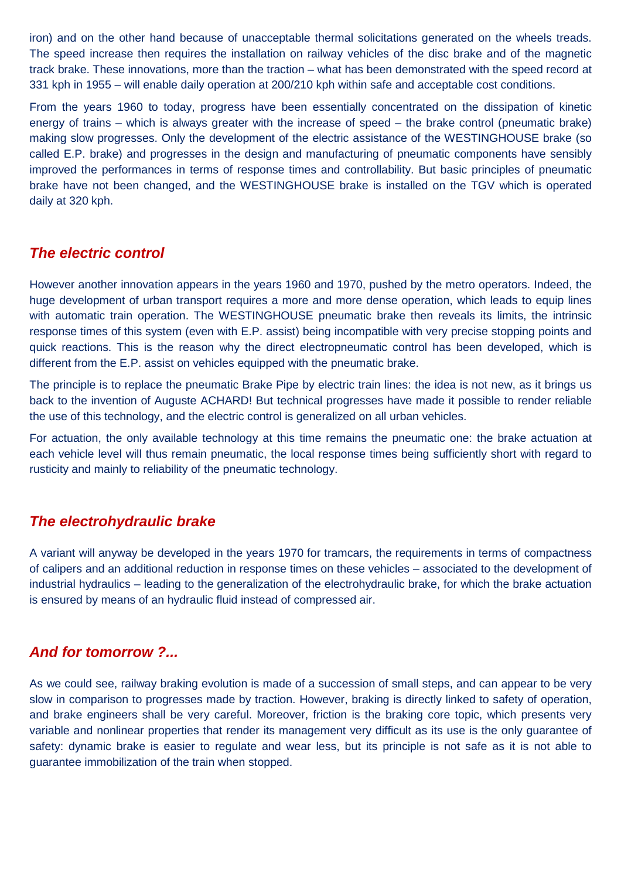iron) and on the other hand because of unacceptable thermal solicitations generated on the wheels treads. The speed increase then requires the installation on railway vehicles of the disc brake and of the magnetic track brake. These innovations, more than the traction – what has been demonstrated with the speed record at 331 kph in 1955 – will enable daily operation at 200/210 kph within safe and acceptable cost conditions.

From the years 1960 to today, progress have been essentially concentrated on the dissipation of kinetic energy of trains – which is always greater with the increase of speed – the brake control (pneumatic brake) making slow progresses. Only the development of the electric assistance of the WESTINGHOUSE brake (so called E.P. brake) and progresses in the design and manufacturing of pneumatic components have sensibly improved the performances in terms of response times and controllability. But basic principles of pneumatic brake have not been changed, and the WESTINGHOUSE brake is installed on the TGV which is operated daily at 320 kph.

## *The electric control*

However another innovation appears in the years 1960 and 1970, pushed by the metro operators. Indeed, the huge development of urban transport requires a more and more dense operation, which leads to equip lines with automatic train operation. The WESTINGHOUSE pneumatic brake then reveals its limits, the intrinsic response times of this system (even with E.P. assist) being incompatible with very precise stopping points and quick reactions. This is the reason why the direct electropneumatic control has been developed, which is different from the E.P. assist on vehicles equipped with the pneumatic brake.

The principle is to replace the pneumatic Brake Pipe by electric train lines: the idea is not new, as it brings us back to the invention of Auguste ACHARD! But technical progresses have made it possible to render reliable the use of this technology, and the electric control is generalized on all urban vehicles.

For actuation, the only available technology at this time remains the pneumatic one: the brake actuation at each vehicle level will thus remain pneumatic, the local response times being sufficiently short with regard to rusticity and mainly to reliability of the pneumatic technology.

## *The electrohydraulic brake*

A variant will anyway be developed in the years 1970 for tramcars, the requirements in terms of compactness of calipers and an additional reduction in response times on these vehicles – associated to the development of industrial hydraulics – leading to the generalization of the electrohydraulic brake, for which the brake actuation is ensured by means of an hydraulic fluid instead of compressed air.

## *And for tomorrow ?...*

As we could see, railway braking evolution is made of a succession of small steps, and can appear to be very slow in comparison to progresses made by traction. However, braking is directly linked to safety of operation, and brake engineers shall be very careful. Moreover, friction is the braking core topic, which presents very variable and nonlinear properties that render its management very difficult as its use is the only guarantee of safety: dynamic brake is easier to regulate and wear less, but its principle is not safe as it is not able to guarantee immobilization of the train when stopped.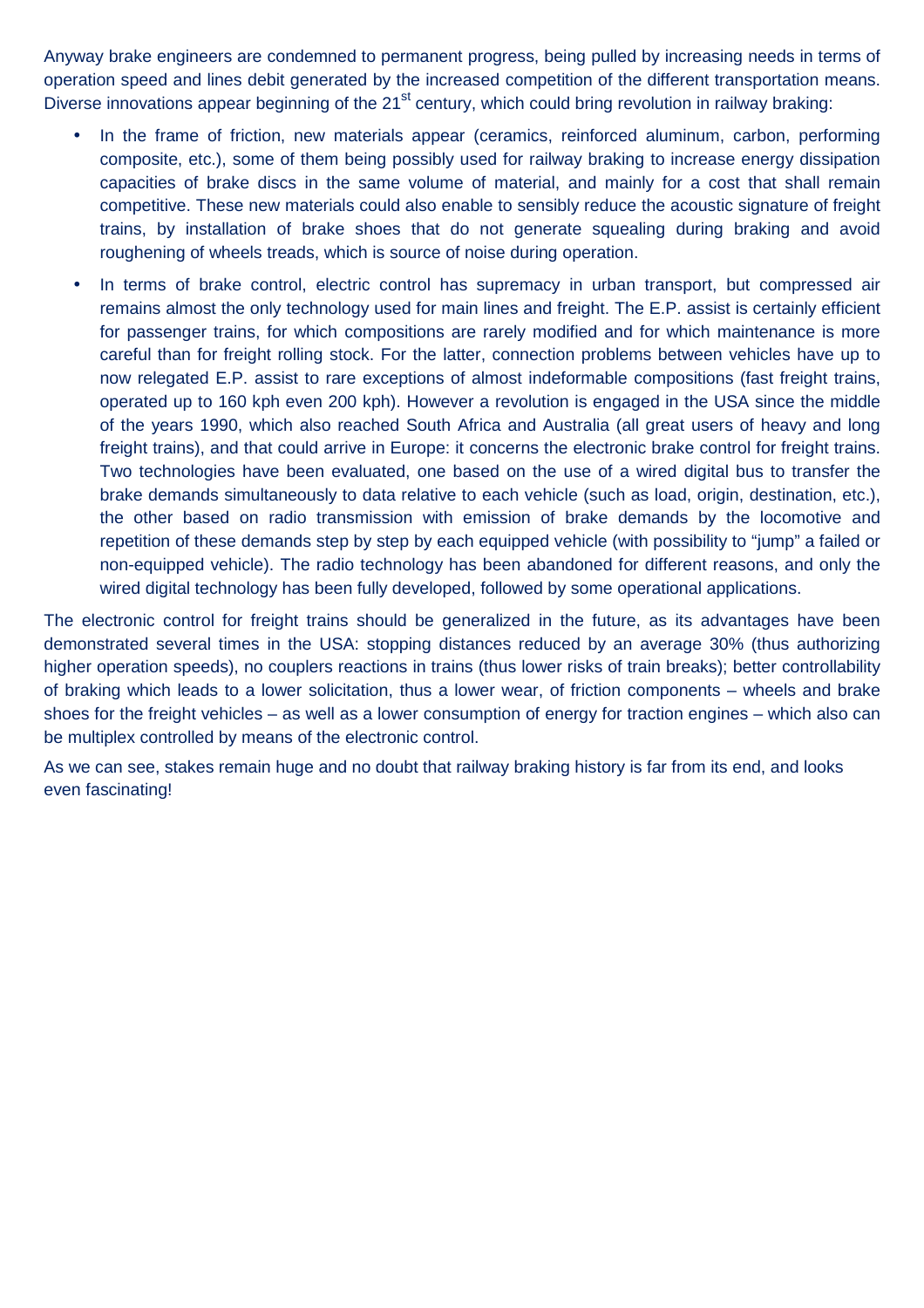Anyway brake engineers are condemned to permanent progress, being pulled by increasing needs in terms of operation speed and lines debit generated by the increased competition of the different transportation means. Diverse innovations appear beginning of the 21$^{st}$ century, which could bring revolution in railway braking:

- In the frame of friction, new materials appear (ceramics, reinforced aluminum, carbon, performing composite, etc.), some of them being possibly used for railway braking to increase energy dissipation capacities of brake discs in the same volume of material, and mainly for a cost that shall remain competitive. These new materials could also enable to sensibly reduce the acoustic signature of freight trains, by installation of brake shoes that do not generate squealing during braking and avoid roughening of wheels treads, which is source of noise during operation.
- In terms of brake control, electric control has supremacy in urban transport, but compressed air remains almost the only technology used for main lines and freight. The E.P. assist is certainly efficient for passenger trains, for which compositions are rarely modified and for which maintenance is more careful than for freight rolling stock. For the latter, connection problems between vehicles have up to now relegated E.P. assist to rare exceptions of almost indeformable compositions (fast freight trains, operated up to 160 kph even 200 kph). However a revolution is engaged in the USA since the middle of the years 1990, which also reached South Africa and Australia (all great users of heavy and long freight trains), and that could arrive in Europe: it concerns the electronic brake control for freight trains. Two technologies have been evaluated, one based on the use of a wired digital bus to transfer the brake demands simultaneously to data relative to each vehicle (such as load, origin, destination, etc.), the other based on radio transmission with emission of brake demands by the locomotive and repetition of these demands step by step by each equipped vehicle (with possibility to "jump" a failed or non-equipped vehicle). The radio technology has been abandoned for different reasons, and only the wired digital technology has been fully developed, followed by some operational applications.

The electronic control for freight trains should be generalized in the future, as its advantages have been demonstrated several times in the USA: stopping distances reduced by an average 30% (thus authorizing higher operation speeds), no couplers reactions in trains (thus lower risks of train breaks); better controllability of braking which leads to a lower solicitation, thus a lower wear, of friction components – wheels and brake shoes for the freight vehicles – as well as a lower consumption of energy for traction engines – which also can be multiplex controlled by means of the electronic control.

As we can see, stakes remain huge and no doubt that railway braking history is far from its end, and looks even fascinating!